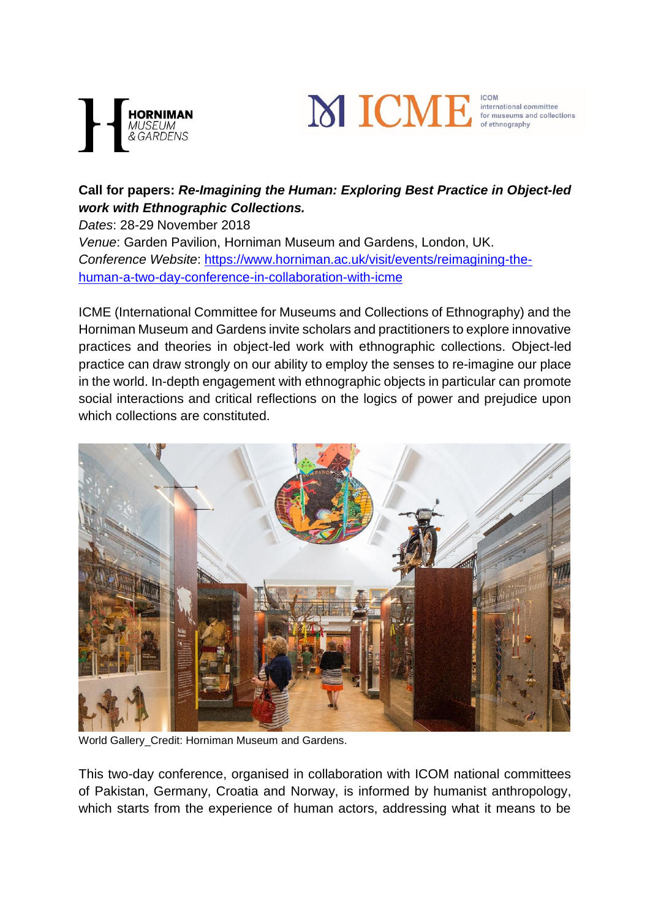**Call for papers:** ***Re-Imagining the Human: Exploring Best Practice in Object-led work with Ethnographic Collections.***

*Dates*: 28-29 November 2018

*Venue*: Garden Pavilion, Horniman Museum and Gardens, London, UK.

*Conference Website*: [https://www.horniman.ac.uk/visit/events/reimagining-the-human-a-two-day-conference-in-collaboration-with-icme](https://www.horniman.ac.uk/visit/events/reimagining-the-human-a-two-day-conference-in-collaboration-with-icme)

ICME (International Committee for Museums and Collections of Ethnography) and the Horniman Museum and Gardens invite scholars and practitioners to explore innovative practices and theories in object-led work with ethnographic collections. Object-led practice can draw strongly on our ability to employ the senses to re-imagine our place in the world. In-depth engagement with ethnographic objects in particular can promote social interactions and critical reflections on the logics of power and prejudice upon which collections are constituted.

World Gallery_Credit: Horniman Museum and Gardens.

This two-day conference, organised in collaboration with ICOM national committees of Pakistan, Germany, Croatia and Norway, is informed by humanist anthropology, which starts from the experience of human actors, addressing what it means to be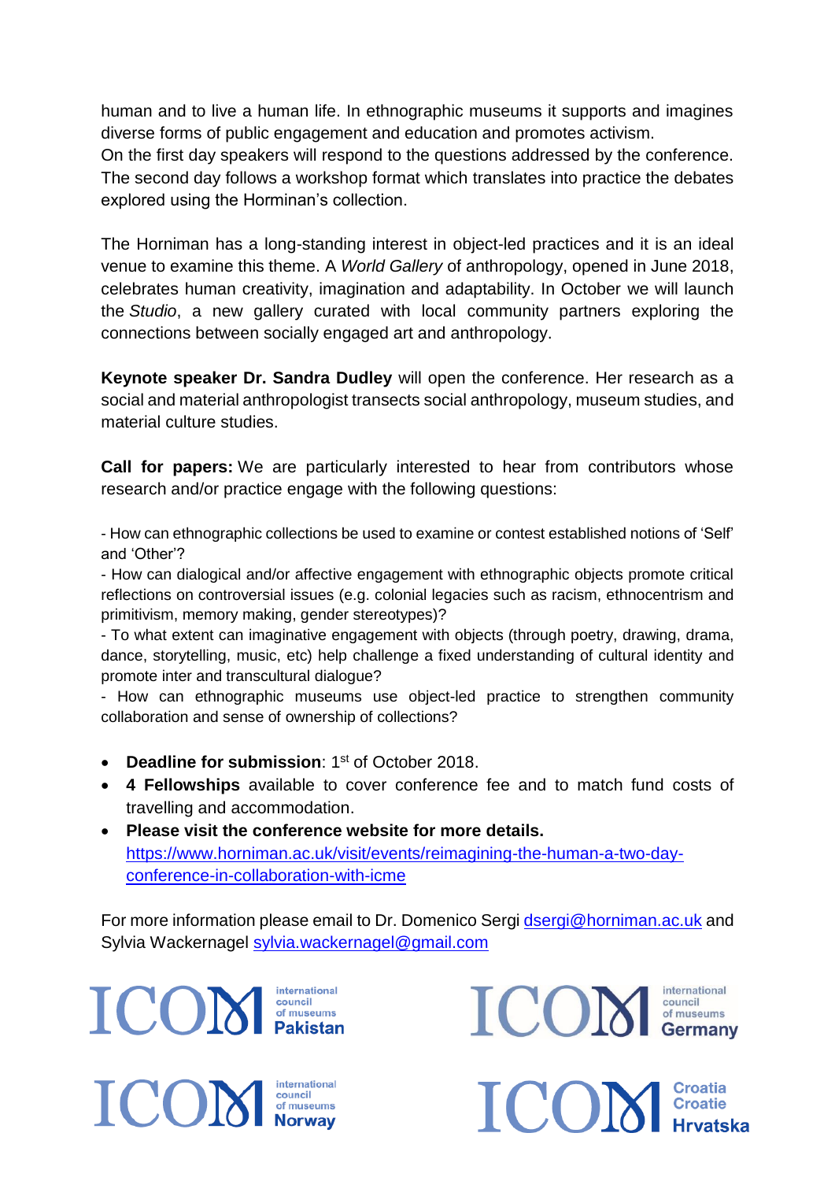human and to live a human life. In ethnographic museums it supports and imagines diverse forms of public engagement and education and promotes activism.
On the first day speakers will respond to the questions addressed by the conference. The second day follows a workshop format which translates into practice the debates explored using the Horminan's collection.

The Horniman has a long-standing interest in object-led practices and it is an ideal venue to examine this theme. A *World Gallery* of anthropology, opened in June 2018, celebrates human creativity, imagination and adaptability. In October we will launch the *Studio*, a new gallery curated with local community partners exploring the connections between socially engaged art and anthropology.

**Keynote speaker Dr. Sandra Dudley** will open the conference. Her research as a social and material anthropologist transects social anthropology, museum studies, and material culture studies.

**Call for papers:** We are particularly interested to hear from contributors whose research and/or practice engage with the following questions:

- How can ethnographic collections be used to examine or contest established notions of 'Self' and 'Other'?
- How can dialogical and/or affective engagement with ethnographic objects promote critical reflections on controversial issues (e.g. colonial legacies such as racism, ethnocentrism and primitivism, memory making, gender stereotypes)?
- To what extent can imaginative engagement with objects (through poetry, drawing, drama, dance, storytelling, music, etc) help challenge a fixed understanding of cultural identity and promote inter and transcultural dialogue?
- How can ethnographic museums use object-led practice to strengthen community collaboration and sense of ownership of collections?

- **Deadline for submission**: 1st of October 2018.
- **4 Fellowships** available to cover conference fee and to match fund costs of travelling and accommodation.
- **Please visit the conference website for more details.** https://www.horniman.ac.uk/visit/events/reimagining-the-human-a-two-day-conference-in-collaboration-with-icme

For more information please email to Dr. Domenico Sergi dsergi@horniman.ac.uk and Sylvia Wackernagel sylvia.wackernagel@gmail.com

ICOM international council of museums Pakistan

ICOM international council of museums Germany

ICOM international council of museums Norway

ICOM Croatia Croatie Hrvatska